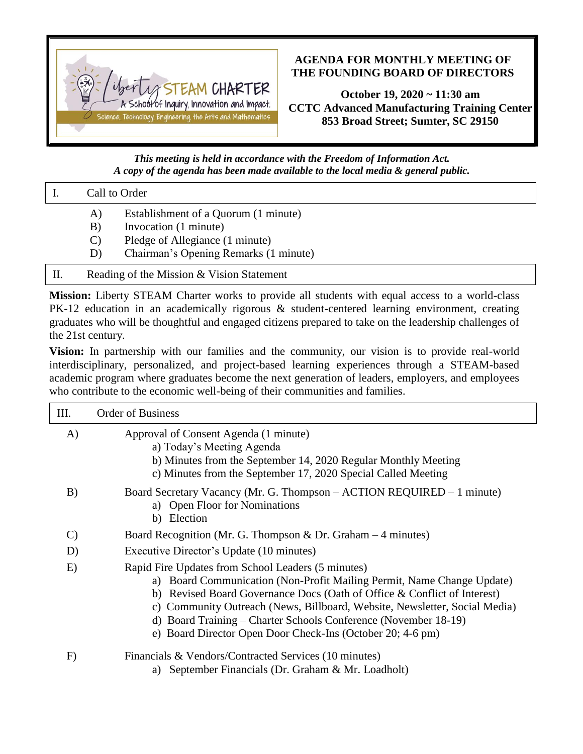# AGENDA FOR MONTHLY MEETING OF THE FOUNDING BOARD OF DIRECTORS

**October 19, 2020 ~ 11:30 am**
**CCTC Advanced Manufacturing Training Center**
**853 Broad Street; Sumter, SC 29150**

***This meeting is held in accordance with the Freedom of Information Act.***
***A copy of the agenda has been made available to the local media & general public.***

## I. Call to Order

- A) Establishment of a Quorum (1 minute)
- B) Invocation (1 minute)
- C) Pledge of Allegiance (1 minute)
- D) Chairman's Opening Remarks (1 minute)

## II. Reading of the Mission & Vision Statement

**Mission:** Liberty STEAM Charter works to provide all students with equal access to a world-class PK-12 education in an academically rigorous & student-centered learning environment, creating graduates who will be thoughtful and engaged citizens prepared to take on the leadership challenges of the 21st century.

**Vision:** In partnership with our families and the community, our vision is to provide real-world interdisciplinary, personalized, and project-based learning experiences through a STEAM-based academic program where graduates become the next generation of leaders, employers, and employees who contribute to the economic well-being of their communities and families.

## III. Order of Business

- A) Approval of Consent Agenda (1 minute)
  - a) Today's Meeting Agenda
  - b) Minutes from the September 14, 2020 Regular Monthly Meeting
  - c) Minutes from the September 17, 2020 Special Called Meeting
- B) Board Secretary Vacancy (Mr. G. Thompson – ACTION REQUIRED – 1 minute)
  - a) Open Floor for Nominations
  - b) Election
- C) Board Recognition (Mr. G. Thompson & Dr. Graham – 4 minutes)
- D) Executive Director's Update (10 minutes)
- E) Rapid Fire Updates from School Leaders (5 minutes)
  - a) Board Communication (Non-Profit Mailing Permit, Name Change Update)
  - b) Revised Board Governance Docs (Oath of Office & Conflict of Interest)
  - c) Community Outreach (News, Billboard, Website, Newsletter, Social Media)
  - d) Board Training – Charter Schools Conference (November 18-19)
  - e) Board Director Open Door Check-Ins (October 20; 4-6 pm)
- F) Financials & Vendors/Contracted Services (10 minutes)
  - a) September Financials (Dr. Graham & Mr. Loadholt)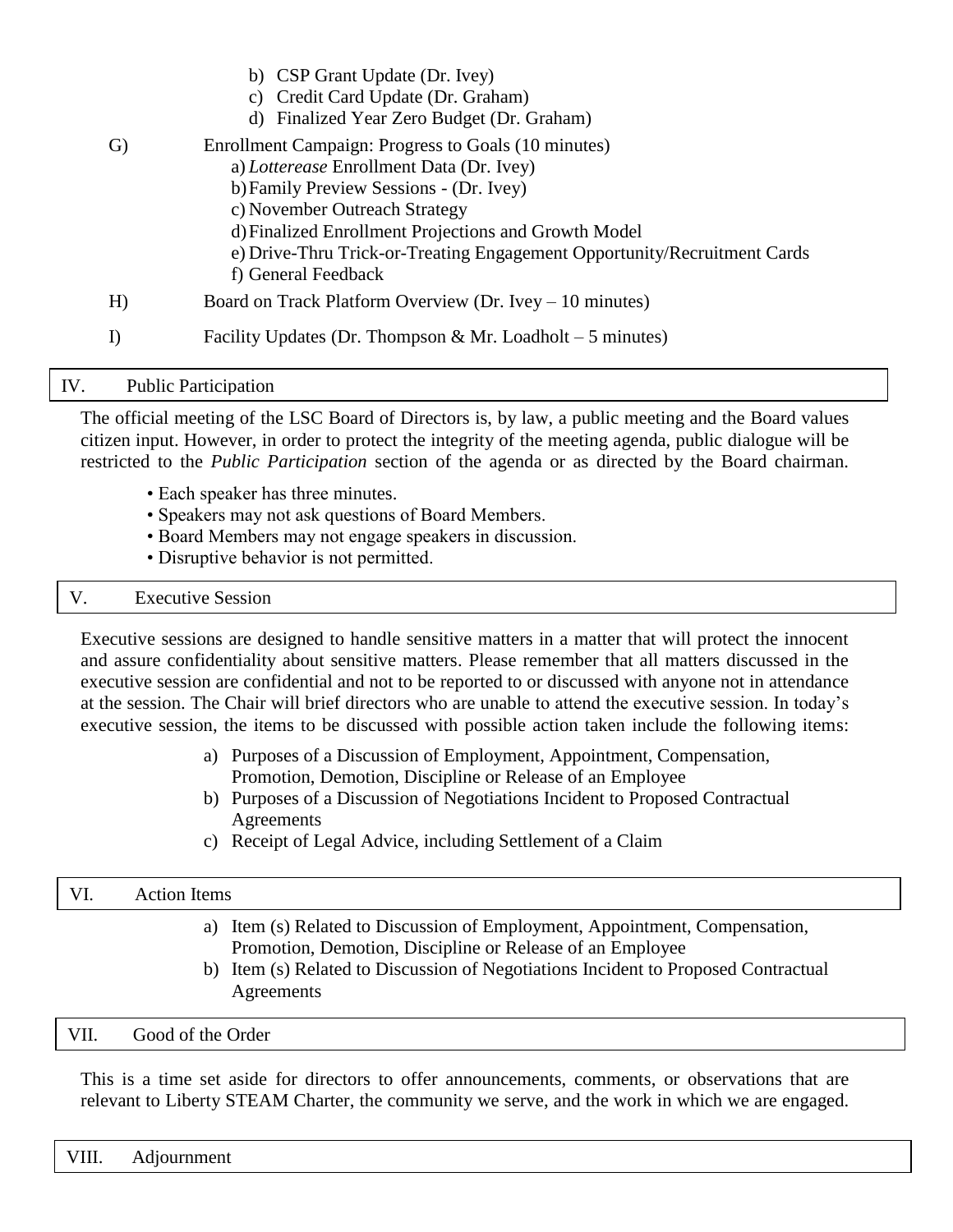b) CSP Grant Update (Dr. Ivey)
   c) Credit Card Update (Dr. Graham)
   d) Finalized Year Zero Budget (Dr. Graham)

G) Enrollment Campaign: Progress to Goals (10 minutes)
   a) *Lotterease* Enrollment Data (Dr. Ivey)
   b) Family Preview Sessions - (Dr. Ivey)
   c) November Outreach Strategy
   d) Finalized Enrollment Projections and Growth Model
   e) Drive-Thru Trick-or-Treating Engagement Opportunity/Recruitment Cards
   f) General Feedback

H) Board on Track Platform Overview (Dr. Ivey – 10 minutes)

I) Facility Updates (Dr. Thompson & Mr. Loadholt – 5 minutes)

## IV. Public Participation

The official meeting of the LSC Board of Directors is, by law, a public meeting and the Board values citizen input. However, in order to protect the integrity of the meeting agenda, public dialogue will be restricted to the *Public Participation* section of the agenda or as directed by the Board chairman.

- Each speaker has three minutes.
- Speakers may not ask questions of Board Members.
- Board Members may not engage speakers in discussion.
- Disruptive behavior is not permitted.

## V. Executive Session

Executive sessions are designed to handle sensitive matters in a matter that will protect the innocent and assure confidentiality about sensitive matters. Please remember that all matters discussed in the executive session are confidential and not to be reported to or discussed with anyone not in attendance at the session. The Chair will brief directors who are unable to attend the executive session. In today's executive session, the items to be discussed with possible action taken include the following items:

a) Purposes of a Discussion of Employment, Appointment, Compensation, Promotion, Demotion, Discipline or Release of an Employee
b) Purposes of a Discussion of Negotiations Incident to Proposed Contractual Agreements
c) Receipt of Legal Advice, including Settlement of a Claim

## VI. Action Items

a) Item (s) Related to Discussion of Employment, Appointment, Compensation, Promotion, Demotion, Discipline or Release of an Employee
b) Item (s) Related to Discussion of Negotiations Incident to Proposed Contractual Agreements

## VII. Good of the Order

This is a time set aside for directors to offer announcements, comments, or observations that are relevant to Liberty STEAM Charter, the community we serve, and the work in which we are engaged.

## VIII. Adjournment